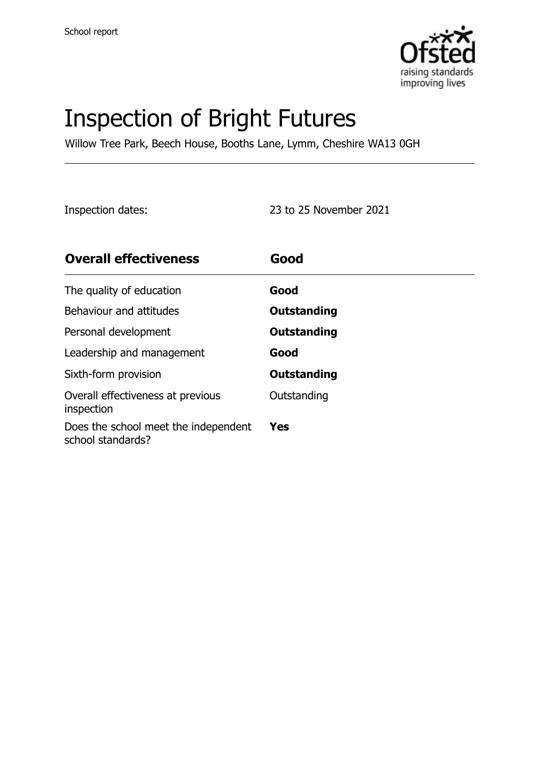School report

# Inspection of Bright Futures

Willow Tree Park, Beech House, Booths Lane, Lymm, Cheshire WA13 0GH

Inspection dates: 23 to 25 November 2021

| **Overall effectiveness** | **Good** |
| --- | --- |
| The quality of education | **Good** |
| Behaviour and attitudes | **Outstanding** |
| Personal development | **Outstanding** |
| Leadership and management | **Good** |
| Sixth-form provision | **Outstanding** |
| Overall effectiveness at previous inspection | Outstanding |
| Does the school meet the independent school standards? | **Yes** |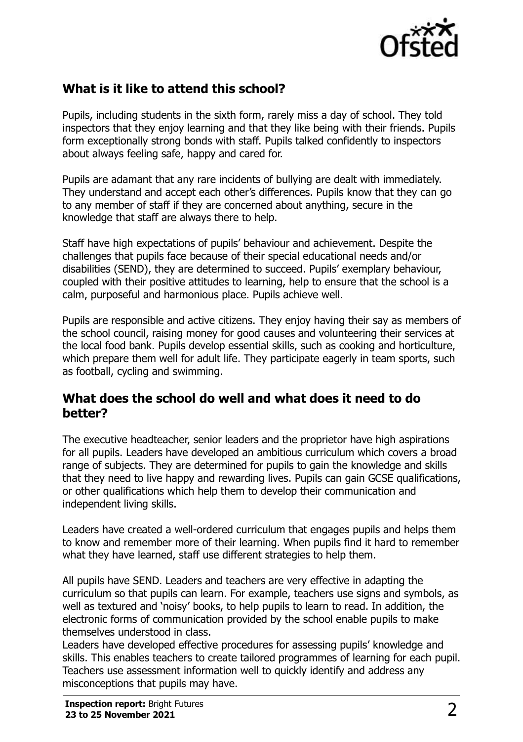## What is it like to attend this school?

Pupils, including students in the sixth form, rarely miss a day of school. They told inspectors that they enjoy learning and that they like being with their friends. Pupils form exceptionally strong bonds with staff. Pupils talked confidently to inspectors about always feeling safe, happy and cared for.

Pupils are adamant that any rare incidents of bullying are dealt with immediately. They understand and accept each other's differences. Pupils know that they can go to any member of staff if they are concerned about anything, secure in the knowledge that staff are always there to help.

Staff have high expectations of pupils' behaviour and achievement. Despite the challenges that pupils face because of their special educational needs and/or disabilities (SEND), they are determined to succeed. Pupils' exemplary behaviour, coupled with their positive attitudes to learning, help to ensure that the school is a calm, purposeful and harmonious place. Pupils achieve well.

Pupils are responsible and active citizens. They enjoy having their say as members of the school council, raising money for good causes and volunteering their services at the local food bank. Pupils develop essential skills, such as cooking and horticulture, which prepare them well for adult life. They participate eagerly in team sports, such as football, cycling and swimming.

## What does the school do well and what does it need to do better?

The executive headteacher, senior leaders and the proprietor have high aspirations for all pupils. Leaders have developed an ambitious curriculum which covers a broad range of subjects. They are determined for pupils to gain the knowledge and skills that they need to live happy and rewarding lives. Pupils can gain GCSE qualifications, or other qualifications which help them to develop their communication and independent living skills.

Leaders have created a well-ordered curriculum that engages pupils and helps them to know and remember more of their learning. When pupils find it hard to remember what they have learned, staff use different strategies to help them.

All pupils have SEND. Leaders and teachers are very effective in adapting the curriculum so that pupils can learn. For example, teachers use signs and symbols, as well as textured and 'noisy' books, to help pupils to learn to read. In addition, the electronic forms of communication provided by the school enable pupils to make themselves understood in class.

Leaders have developed effective procedures for assessing pupils' knowledge and skills. This enables teachers to create tailored programmes of learning for each pupil. Teachers use assessment information well to quickly identify and address any misconceptions that pupils may have.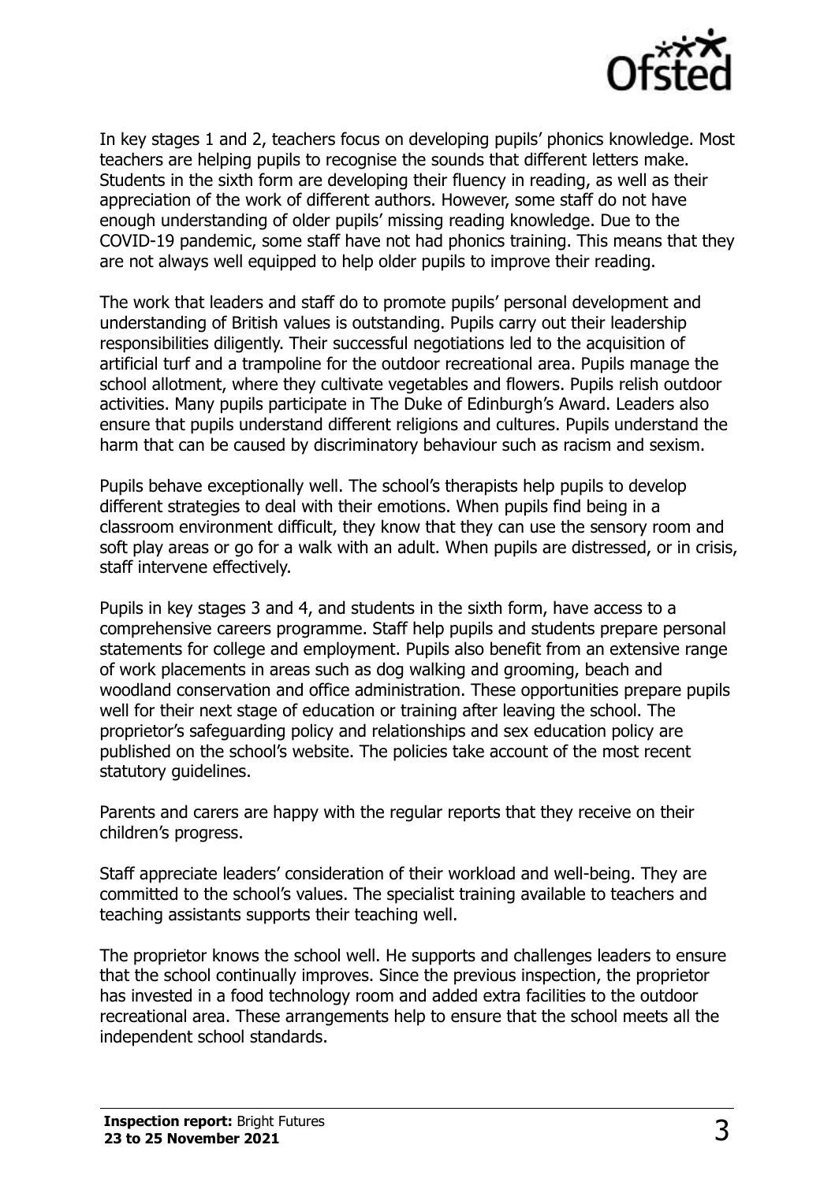In key stages 1 and 2, teachers focus on developing pupils' phonics knowledge. Most teachers are helping pupils to recognise the sounds that different letters make. Students in the sixth form are developing their fluency in reading, as well as their appreciation of the work of different authors. However, some staff do not have enough understanding of older pupils' missing reading knowledge. Due to the COVID-19 pandemic, some staff have not had phonics training. This means that they are not always well equipped to help older pupils to improve their reading.

The work that leaders and staff do to promote pupils' personal development and understanding of British values is outstanding. Pupils carry out their leadership responsibilities diligently. Their successful negotiations led to the acquisition of artificial turf and a trampoline for the outdoor recreational area. Pupils manage the school allotment, where they cultivate vegetables and flowers. Pupils relish outdoor activities. Many pupils participate in The Duke of Edinburgh's Award. Leaders also ensure that pupils understand different religions and cultures. Pupils understand the harm that can be caused by discriminatory behaviour such as racism and sexism.

Pupils behave exceptionally well. The school's therapists help pupils to develop different strategies to deal with their emotions. When pupils find being in a classroom environment difficult, they know that they can use the sensory room and soft play areas or go for a walk with an adult. When pupils are distressed, or in crisis, staff intervene effectively.

Pupils in key stages 3 and 4, and students in the sixth form, have access to a comprehensive careers programme. Staff help pupils and students prepare personal statements for college and employment. Pupils also benefit from an extensive range of work placements in areas such as dog walking and grooming, beach and woodland conservation and office administration. These opportunities prepare pupils well for their next stage of education or training after leaving the school. The proprietor's safeguarding policy and relationships and sex education policy are published on the school's website. The policies take account of the most recent statutory guidelines.

Parents and carers are happy with the regular reports that they receive on their children's progress.

Staff appreciate leaders' consideration of their workload and well-being. They are committed to the school's values. The specialist training available to teachers and teaching assistants supports their teaching well.

The proprietor knows the school well. He supports and challenges leaders to ensure that the school continually improves. Since the previous inspection, the proprietor has invested in a food technology room and added extra facilities to the outdoor recreational area. These arrangements help to ensure that the school meets all the independent school standards.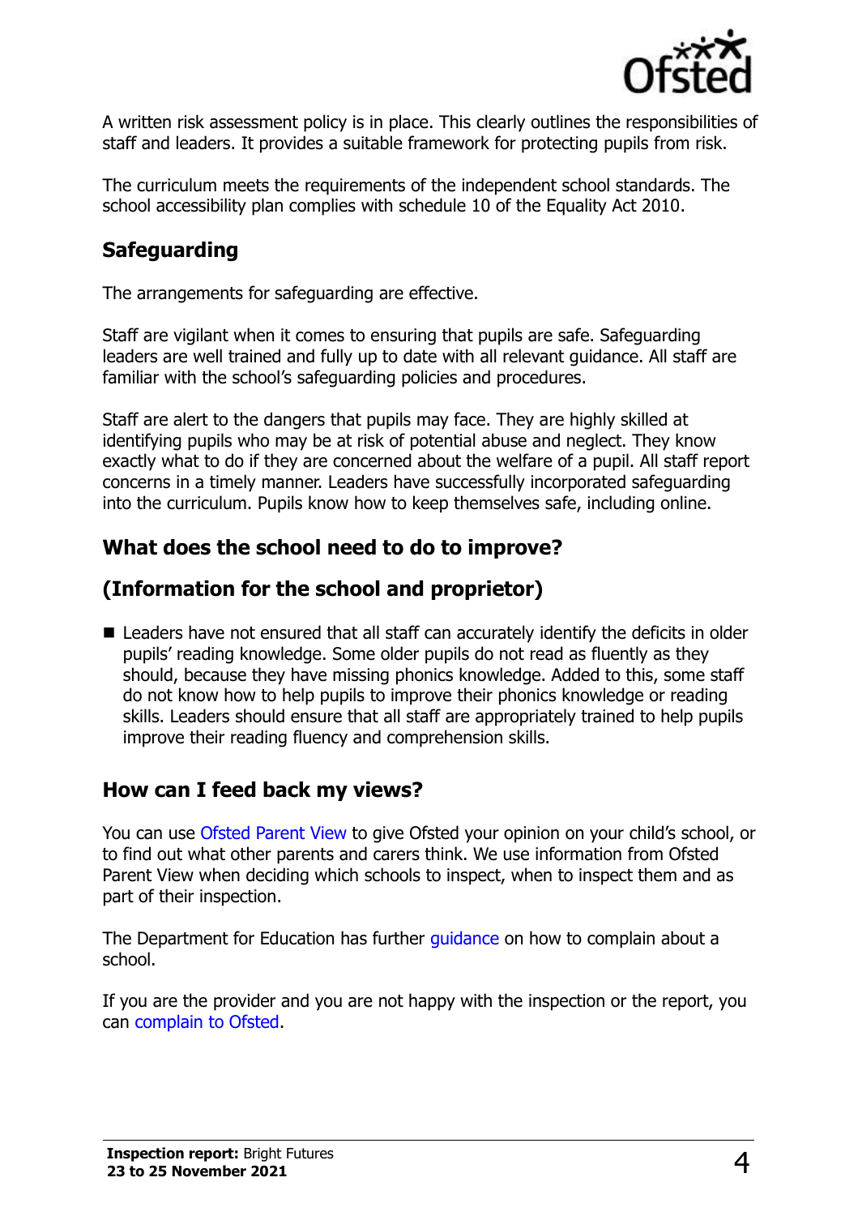A written risk assessment policy is in place. This clearly outlines the responsibilities of staff and leaders. It provides a suitable framework for protecting pupils from risk.

The curriculum meets the requirements of the independent school standards. The school accessibility plan complies with schedule 10 of the Equality Act 2010.

## Safeguarding

The arrangements for safeguarding are effective.

Staff are vigilant when it comes to ensuring that pupils are safe. Safeguarding leaders are well trained and fully up to date with all relevant guidance. All staff are familiar with the school's safeguarding policies and procedures.

Staff are alert to the dangers that pupils may face. They are highly skilled at identifying pupils who may be at risk of potential abuse and neglect. They know exactly what to do if they are concerned about the welfare of a pupil. All staff report concerns in a timely manner. Leaders have successfully incorporated safeguarding into the curriculum. Pupils know how to keep themselves safe, including online.

## What does the school need to do to improve?

## (Information for the school and proprietor)

- Leaders have not ensured that all staff can accurately identify the deficits in older pupils' reading knowledge. Some older pupils do not read as fluently as they should, because they have missing phonics knowledge. Added to this, some staff do not know how to help pupils to improve their phonics knowledge or reading skills. Leaders should ensure that all staff are appropriately trained to help pupils improve their reading fluency and comprehension skills.

## How can I feed back my views?

You can use Ofsted Parent View to give Ofsted your opinion on your child's school, or to find out what other parents and carers think. We use information from Ofsted Parent View when deciding which schools to inspect, when to inspect them and as part of their inspection.

The Department for Education has further guidance on how to complain about a school.

If you are the provider and you are not happy with the inspection or the report, you can complain to Ofsted.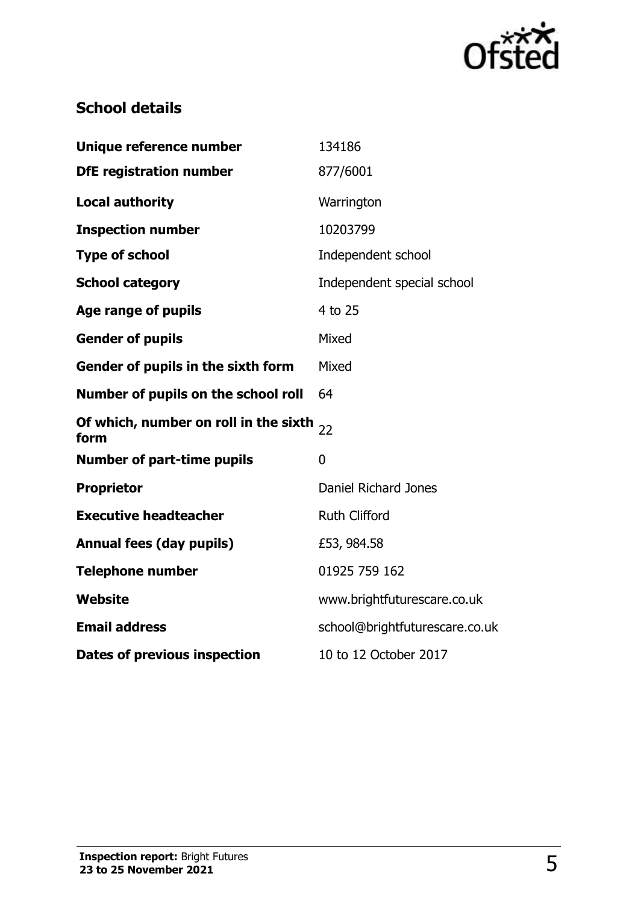## School details

| | |
|---|---|
| **Unique reference number** | 134186 |
| **DfE registration number** | 877/6001 |
| **Local authority** | Warrington |
| **Inspection number** | 10203799 |
| **Type of school** | Independent school |
| **School category** | Independent special school |
| **Age range of pupils** | 4 to 25 |
| **Gender of pupils** | Mixed |
| **Gender of pupils in the sixth form** | Mixed |
| **Number of pupils on the school roll** | 64 |
| **Of which, number on roll in the sixth form** | 22 |
| **Number of part-time pupils** | 0 |
| **Proprietor** | Daniel Richard Jones |
| **Executive headteacher** | Ruth Clifford |
| **Annual fees (day pupils)** | £53, 984.58 |
| **Telephone number** | 01925 759 162 |
| **Website** | www.brightfuturescare.co.uk |
| **Email address** | school@brightfuturescare.co.uk |
| **Dates of previous inspection** | 10 to 12 October 2017 |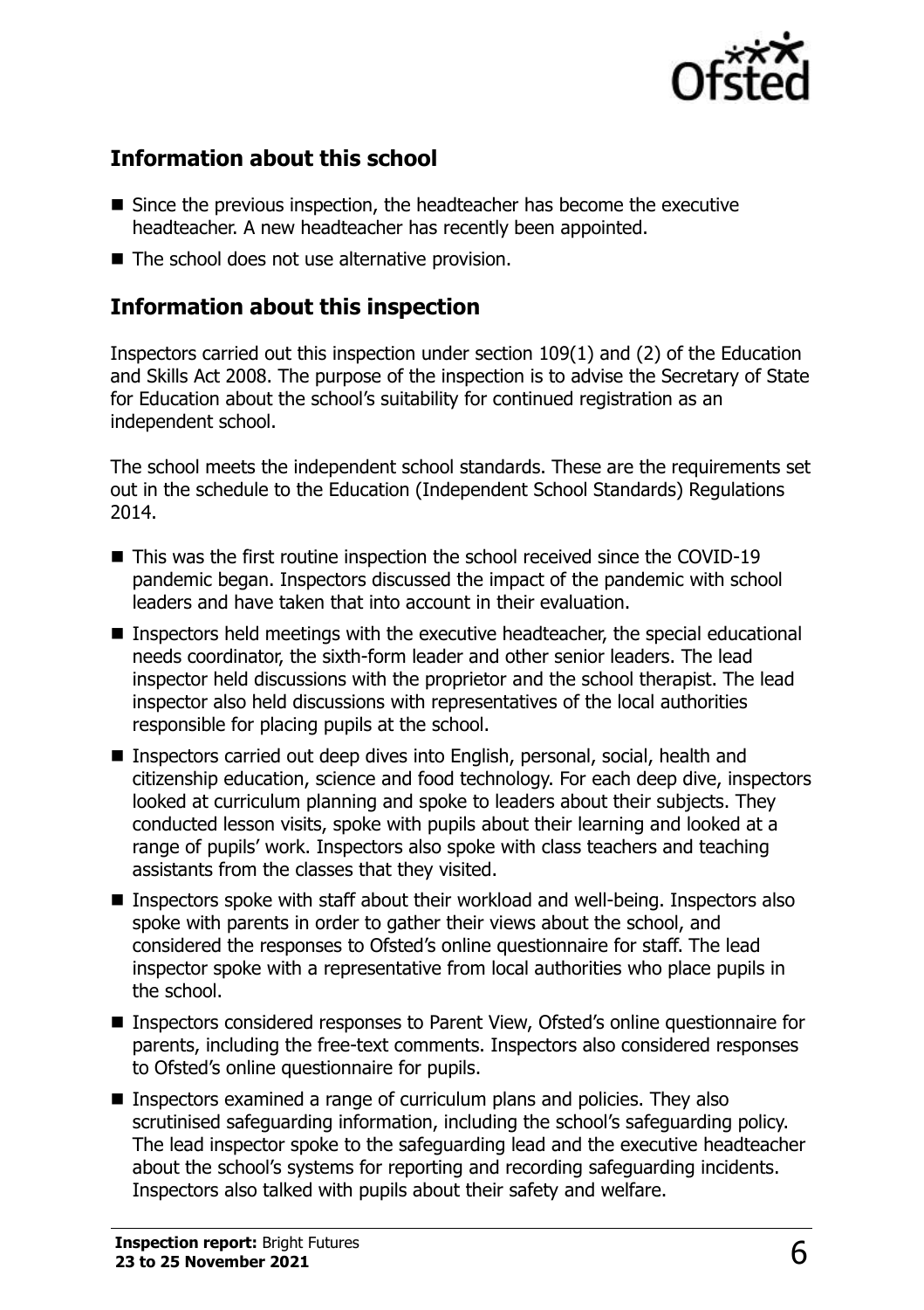## Information about this school

- Since the previous inspection, the headteacher has become the executive headteacher. A new headteacher has recently been appointed.
- The school does not use alternative provision.

## Information about this inspection

Inspectors carried out this inspection under section 109(1) and (2) of the Education and Skills Act 2008. The purpose of the inspection is to advise the Secretary of State for Education about the school's suitability for continued registration as an independent school.

The school meets the independent school standards. These are the requirements set out in the schedule to the Education (Independent School Standards) Regulations 2014.

- This was the first routine inspection the school received since the COVID-19 pandemic began. Inspectors discussed the impact of the pandemic with school leaders and have taken that into account in their evaluation.
- Inspectors held meetings with the executive headteacher, the special educational needs coordinator, the sixth-form leader and other senior leaders. The lead inspector held discussions with the proprietor and the school therapist. The lead inspector also held discussions with representatives of the local authorities responsible for placing pupils at the school.
- Inspectors carried out deep dives into English, personal, social, health and citizenship education, science and food technology. For each deep dive, inspectors looked at curriculum planning and spoke to leaders about their subjects. They conducted lesson visits, spoke with pupils about their learning and looked at a range of pupils' work. Inspectors also spoke with class teachers and teaching assistants from the classes that they visited.
- Inspectors spoke with staff about their workload and well-being. Inspectors also spoke with parents in order to gather their views about the school, and considered the responses to Ofsted's online questionnaire for staff. The lead inspector spoke with a representative from local authorities who place pupils in the school.
- Inspectors considered responses to Parent View, Ofsted's online questionnaire for parents, including the free-text comments. Inspectors also considered responses to Ofsted's online questionnaire for pupils.
- Inspectors examined a range of curriculum plans and policies. They also scrutinised safeguarding information, including the school's safeguarding policy. The lead inspector spoke to the safeguarding lead and the executive headteacher about the school's systems for reporting and recording safeguarding incidents. Inspectors also talked with pupils about their safety and welfare.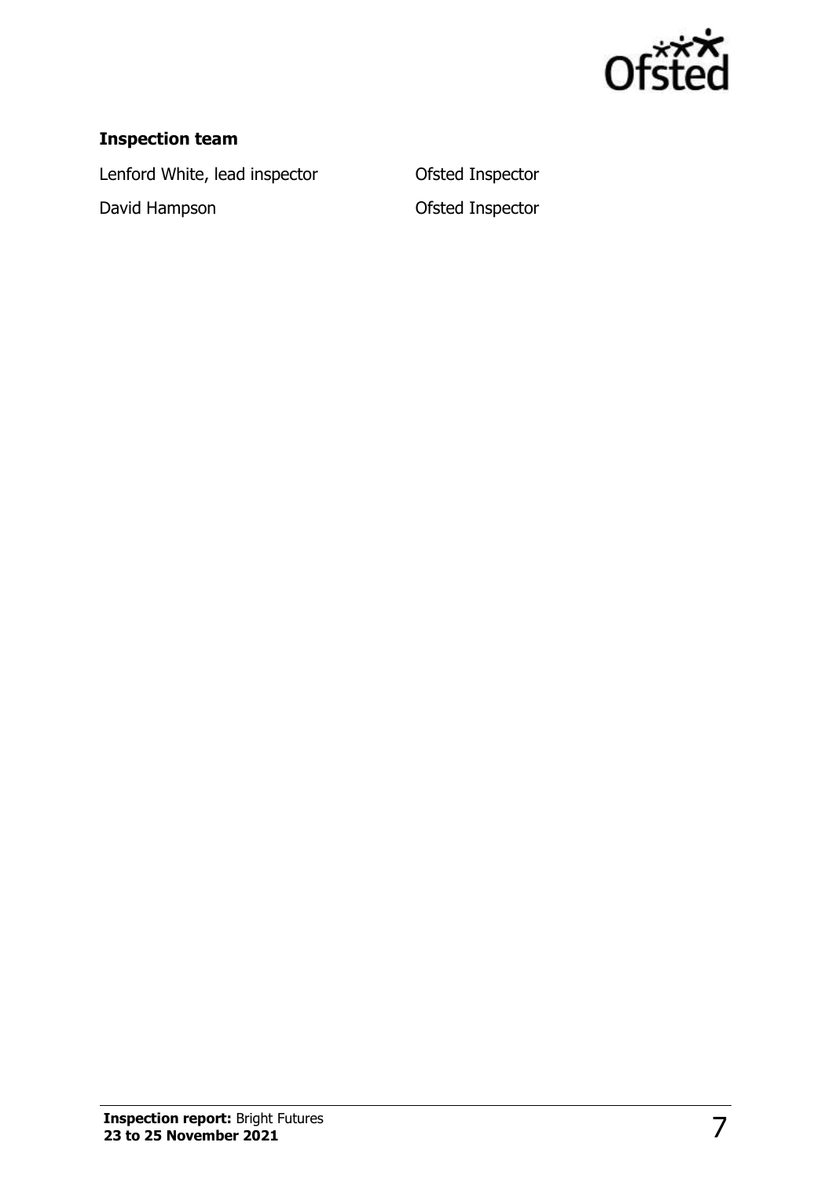### Inspection team

| | |
|---|---|
| Lenford White, lead inspector | Ofsted Inspector |
| David Hampson | Ofsted Inspector |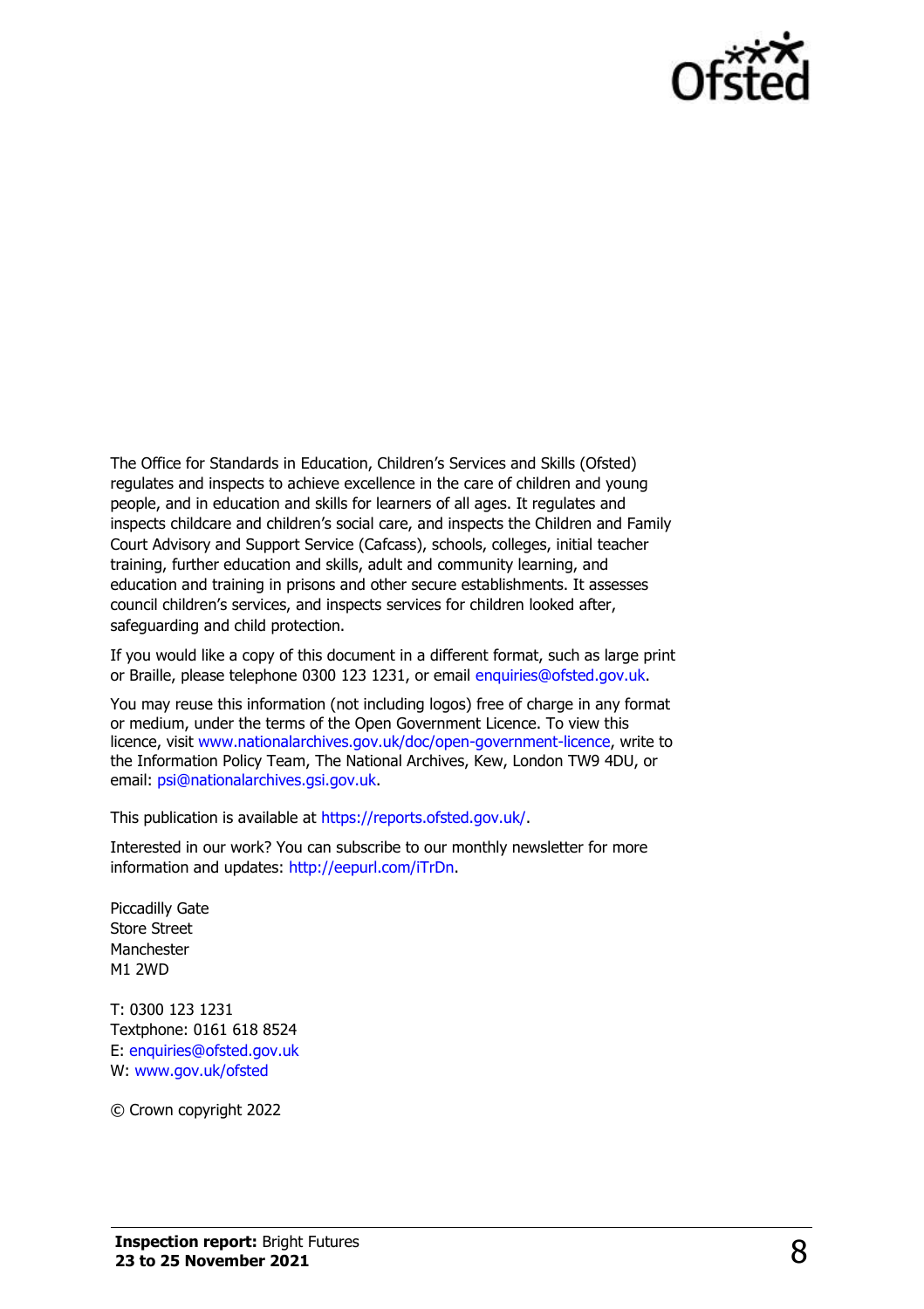The Office for Standards in Education, Children's Services and Skills (Ofsted) regulates and inspects to achieve excellence in the care of children and young people, and in education and skills for learners of all ages. It regulates and inspects childcare and children's social care, and inspects the Children and Family Court Advisory and Support Service (Cafcass), schools, colleges, initial teacher training, further education and skills, adult and community learning, and education and training in prisons and other secure establishments. It assesses council children's services, and inspects services for children looked after, safeguarding and child protection.

If you would like a copy of this document in a different format, such as large print or Braille, please telephone 0300 123 1231, or email enquiries@ofsted.gov.uk.

You may reuse this information (not including logos) free of charge in any format or medium, under the terms of the Open Government Licence. To view this licence, visit www.nationalarchives.gov.uk/doc/open-government-licence, write to the Information Policy Team, The National Archives, Kew, London TW9 4DU, or email: psi@nationalarchives.gsi.gov.uk.

This publication is available at https://reports.ofsted.gov.uk/.

Interested in our work? You can subscribe to our monthly newsletter for more information and updates: http://eepurl.com/iTrDn.

Piccadilly Gate
Store Street
Manchester
M1 2WD

T: 0300 123 1231
Textphone: 0161 618 8524
E: enquiries@ofsted.gov.uk
W: www.gov.uk/ofsted

© Crown copyright 2022